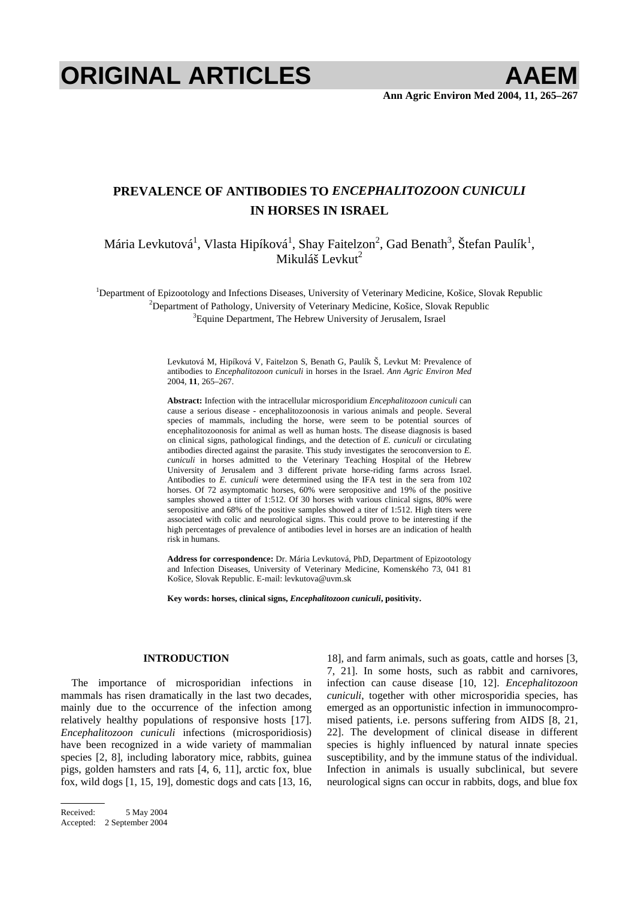# PREVALENCE OF ANTIBODIES TO *ENCEPHALITOZOON CUNICULI* IN HORSES IN ISRAEL

Mária Levkutová[1], Vlasta Hipíková[1], Shay Faitelzon[2], Gad Benath[3], Štefan Paulík[1], Mikuláš Levkut[2]

[1]Department of Epizootology and Infections Diseases, University of Veterinary Medicine, Košice, Slovak Republic
[2]Department of Pathology, University of Veterinary Medicine, Košice, Slovak Republic
[3]Equine Department, The Hebrew University of Jerusalem, Israel

Levkutová M, Hipíková V, Faitelzon S, Benath G, Paulík Š, Levkut M: Prevalence of antibodies to *Encephalitozoon cuniculi* in horses in the Israel. *Ann Agric Environ Med* 2004, **11**, 265–267.

**Abstract:** Infection with the intracellular microsporidium *Encephalitozoon cuniculi* can cause a serious disease - encephalitozoonosis in various animals and people. Several species of mammals, including the horse, were seem to be potential sources of encephalitozoonosis for animal as well as human hosts. The disease diagnosis is based on clinical signs, pathological findings, and the detection of *E. cuniculi* or circulating antibodies directed against the parasite. This study investigates the seroconversion to *E. cuniculi* in horses admitted to the Veterinary Teaching Hospital of the Hebrew University of Jerusalem and 3 different private horse-riding farms across Israel. Antibodies to *E. cuniculi* were determined using the IFA test in the sera from 102 horses. Of 72 asymptomatic horses, 60% were seropositive and 19% of the positive samples showed a titter of 1:512. Of 30 horses with various clinical signs, 80% were seropositive and 68% of the positive samples showed a titer of 1:512. High titers were associated with colic and neurological signs. This could prove to be interesting if the high percentages of prevalence of antibodies level in horses are an indication of health risk in humans.

**Address for correspondence:** Dr. Mária Levkutová, PhD, Department of Epizootology and Infection Diseases, University of Veterinary Medicine, Komenského 73, 041 81 Košice, Slovak Republic. E-mail: levkutova@uvm.sk

**Key words: horses, clinical signs, *Encephalitozoon cuniculi*, positivity.**

## INTRODUCTION

The importance of microsporidian infections in mammals has risen dramatically in the last two decades, mainly due to the occurrence of the infection among relatively healthy populations of responsive hosts [17]. *Encephalitozoon cuniculi* infections (microsporidiosis) have been recognized in a wide variety of mammalian species [2, 8], including laboratory mice, rabbits, guinea pigs, golden hamsters and rats [4, 6, 11], arctic fox, blue fox, wild dogs [1, 15, 19], domestic dogs and cats [13, 16, 18], and farm animals, such as goats, cattle and horses [3, 7, 21]. In some hosts, such as rabbit and carnivores, infection can cause disease [10, 12]. *Encephalitozoon cuniculi*, together with other microsporidia species, has emerged as an opportunistic infection in immunocompromised patients, i.e. persons suffering from AIDS [8, 21, 22]. The development of clinical disease in different species is highly influenced by natural innate species susceptibility, and by the immune status of the individual. Infection in animals is usually subclinical, but severe neurological signs can occur in rabbits, dogs, and blue fox

Received: 5 May 2004
Accepted: 2 September 2004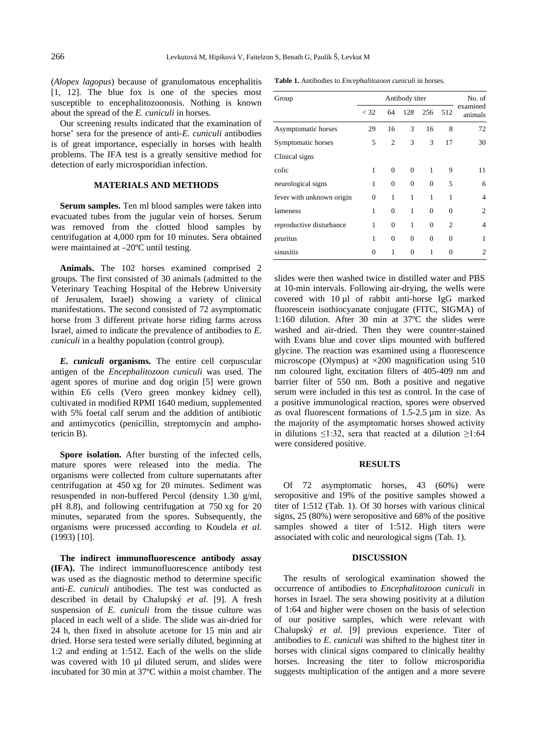(*Alopex lagopus*) because of granulomatous encephalitis [1, 12]. The blue fox is one of the species most susceptible to encephalitozoonosis. Nothing is known about the spread of the *E. cuniculi* in horses.

Our screening results indicated that the examination of horse' sera for the presence of anti-*E. cuniculi* antibodies is of great importance, especially in horses with health problems. The IFA test is a greatly sensitive method for detection of early microsporidian infection.

## MATERIALS AND METHODS

**Serum samples.** Ten ml blood samples were taken into evacuated tubes from the jugular vein of horses. Serum was removed from the clotted blood samples by centrifugation at 4,000 rpm for 10 minutes. Sera obtained were maintained at –20ºC until testing.

**Animals.** The 102 horses examined comprised 2 groups. The first consisted of 30 animals (admitted to the Veterinary Teaching Hospital of the Hebrew University of Jerusalem, Israel) showing a variety of clinical manifestations. The second consisted of 72 asymptomatic horse from 3 different private horse riding farms across Israel, aimed to indicate the prevalence of antibodies to *E. cuniculi* in a healthy population (control group).

***E. cuniculi* organisms.** The entire cell corpuscular antigen of the *Encephalitozoon cuniculi* was used. The agent spores of murine and dog origin [5] were grown within E6 cells (Vero green monkey kidney cell), cultivated in modified RPMI 1640 medium, supplemented with 5% foetal calf serum and the addition of antibiotic and antimycotics (penicillin, streptomycin and amphotericin B).

**Spore isolation.** After bursting of the infected cells, mature spores were released into the media. The organisms were collected from culture supernatants after centrifugation at 450 xg for 20 minutes. Sediment was resuspended in non-buffered Percol (density 1.30 g/ml, pH 8.8), and following centrifugation at 750 xg for 20 minutes, separated from the spores. Subsequently, the organisms were processed according to Koudela *et al.* (1993) [10].

**The indirect immunofluorescence antibody assay (IFA).** The indirect immunofluorescence antibody test was used as the diagnostic method to determine specific anti-*E. cuniculi* antibodies. The test was conducted as described in detail by Chalupský *et al.* [9]. A fresh suspension of *E. cuniculi* from the tissue culture was placed in each well of a slide. The slide was air-dried for 24 h, then fixed in absolute acetone for 15 min and air dried. Horse sera tested were serially diluted, beginning at 1:2 and ending at 1:512. Each of the wells on the slide was covered with 10 µl diluted serum, and slides were incubated for 30 min at 37ºC within a moist chamber. The slides were then washed twice in distilled water and PBS at 10-min intervals. Following air-drying, the wells were covered with 10 µl of rabbit anti-horse IgG marked fluorescein isothiocyanate conjugate (FITC, SIGMA) of 1:160 dilution. After 30 min at 37ºC the slides were washed and air-dried. Then they were counter-stained with Evans blue and cover slips mounted with buffered glycine. The reaction was examined using a fluorescence microscope (Olympus) at ×200 magnification using 510 nm coloured light, excitation filters of 405-409 nm and barrier filter of 550 nm. Both a positive and negative serum were included in this test as control. In the case of a positive immunological reaction, spores were observed as oval fluorescent formations of 1.5-2.5 µm in size. As the majority of the asymptomatic horses showed activity in dilutions ≤1:32, sera that reacted at a dilution ≥1:64 were considered positive.

**Table 1.** Antibodies to *Encephalitozoon cuniculi* in horses.

| Group | Antibody titer | | | | | No. of examined animals |
|---|---|---|---|---|---|---|
| | < 32 | 64 | 128 | 256 | 512 | |
| Asymptomatic horses | 29 | 16 | 3 | 16 | 8 | 72 |
| Symptomatic horses | 5 | 2 | 3 | 3 | 17 | 30 |
| Clinical signs | | | | | | |
| colic | 1 | 0 | 0 | 1 | 9 | 11 |
| neurological signs | 1 | 0 | 0 | 0 | 5 | 6 |
| fever with unknown origin | 0 | 1 | 1 | 1 | 1 | 4 |
| lameness | 1 | 0 | 1 | 0 | 0 | 2 |
| reproductive disturbance | 1 | 0 | 1 | 0 | 2 | 4 |
| pruritus | 1 | 0 | 0 | 0 | 0 | 1 |
| sinusitis | 0 | 1 | 0 | 1 | 0 | 2 |

## RESULTS

Of 72 asymptomatic horses, 43 (60%) were seropositive and 19% of the positive samples showed a titer of 1:512 (Tab. 1). Of 30 horses with various clinical signs, 25 (80%) were seropositive and 68% of the positive samples showed a titer of 1:512. High titers were associated with colic and neurological signs (Tab. 1).

## DISCUSSION

The results of serological examination showed the occurrence of antibodies to *Encephalitozoon cuniculi* in horses in Israel. The sera showing positivity at a dilution of 1:64 and higher were chosen on the basis of selection of our positive samples, which were relevant with Chalupský *et al.* [9] previous experience. Titer of antibodies to *E. cuniculi* was shifted to the highest titer in horses with clinical signs compared to clinically healthy horses. Increasing the titer to follow microsporidia suggests multiplication of the antigen and a more severe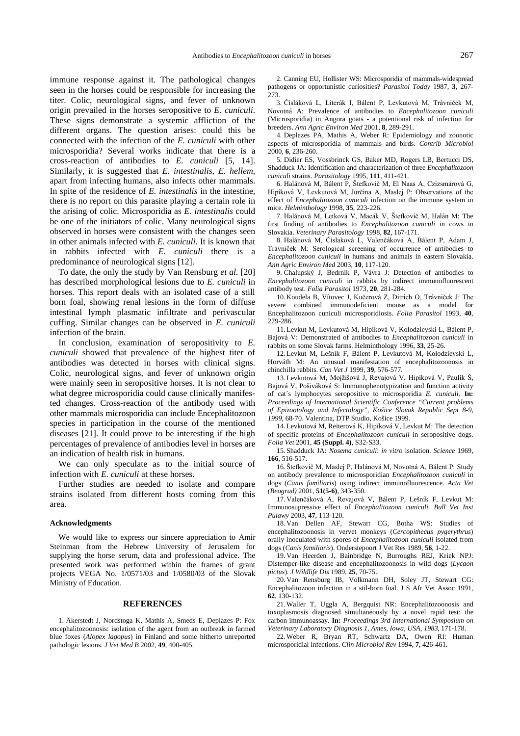immune response against it. The pathological changes seen in the horses could be responsible for increasing the titer. Colic, neurological signs, and fever of unknown origin prevailed in the horses seropositive to *E. cuniculi*. These signs demonstrate a systemic affliction of the different organs. The question arises: could this be connected with the infection of the *E. cuniculi* with other microsporidia? Several works indicate that there is a cross-reaction of antibodies to *E. cuniculi* [5, 14]. Similarly, it is suggested that *E. intestinalis*, *E. hellem*, apart from infecting humans, also infects other mammals. In spite of the residence of *E. intestinalis* in the intestine, there is no report on this parasite playing a certain role in the arising of colic. Microsporidia as *E. intestinalis* could be one of the initiators of colic. Many neurological signs observed in horses were consistent with the changes seen in other animals infected with *E. cuniculi*. It is known that in rabbits infected with *E. cuniculi* there is a predominance of neurological signs [12].

To date, the only study by Van Rensburg *et al.* [20] has described morphological lesions due to *E. cuniculi* in horses. This report deals with an isolated case of a still born foal, showing renal lesions in the form of diffuse intestinal lymph plasmatic infiltrate and perivascular cuffing. Similar changes can be observed in *E. cuniculi* infection of the brain.

In conclusion, examination of seropositivity to *E. cuniculi* showed that prevalence of the highest titer of antibodies was detected in horses with clinical signs. Colic, neurological signs, and fever of unknown origin were mainly seen in seropositive horses. It is not clear to what degree microsporidia could cause clinically manifested changes. Cross-reaction of the antibody used with other mammals microsporidia can include Encephalitozoon species in participation in the course of the mentioned diseases [21]. It could prove to be interesting if the high percentages of prevalence of antibodies level in horses are an indication of health risk in humans.

We can only speculate as to the initial source of infection with *E. cuniculi* at these horses.

Further studies are needed to isolate and compare strains isolated from different hosts coming from this area.

#### Acknowledgments

We would like to express our sincere appreciation to Amir Steinman from the Hebrew University of Jerusalem for supplying the horse serum, data and professional advice. The presented work was performed within the frames of grant projects VEGA No. 1/0571/03 and 1/0580/03 of the Slovak Ministry of Education.

## REFERENCES

1. Äkerstedt J, Nordstoga K, Mathis A, Smeds E, Deplazes P: Fox encephalitozoonosis: isolation of the agent from an outbreak in farmed blue foxes (*Alopex lagopus*) in Finland and some hitherto unreported pathologic lesions. *J Vet Med B* 2002, **49**, 400-405.

2. Canning EU, Hollister WS: Microsporidia of mammals-widespread pathogens or opportunistic curiosities? *Parasitol Today* 1987, **3**, 267-273.

3. Čísláková L, Literák I, Bálent P, Levkutová M, Trávniček M, Novotná A: Prevalence of antibodies to *Encephalitozoon cuniculi* (Microsporidia) in Angora goats - a potentional risk of infection for breeders. *Ann Agric Environ Med* 2001, **8**, 289-291.

4. Deplazes PA, Mathis A, Weber R: Epidemiology and zoonotic aspects of microsporidia of mammals and birds. *Contrib Microbiol* 2000, **6**, 236-260.

5. Didier ES, Vossbrinck GS, Baker MD, Rogers LB, Bertucci DS, Shadduck JA: Identification and characterization of three *Encephalitozoon cuniculi* strains. *Parasitology* 1995, **111**, 411-421.

6. Halánová M, Bálent P, Štefkovič M, El Naas A, Czizsmárová G, Hipíková V, Levkutová M, Jurčina A, Maslej P: Observations of the effect of *Encephalitozoon cuniculi* infection on the immune system in mice. *Helminthology* 1998, **35**, 223-226.

7. Halánová M, Letková V, Macák V, Štefkovič M, Halán M: The first finding of antibodies to *Encephalitozoon cuniculi* in cows in Slovakia. *Veterinary Parasitology* 1998, **82**, 167-171.

8. Halánová M, Číslaková L, Valenčáková A, Bálent P, Adam J, Trávniček M: Serological screening of occurrence of antibodies to *Encephalitozoon cuniculi* in humans and animals in eastern Slovakia. *Ann Agric Environ Med* 2003, **10**, 117-120.

9. Chalupský J, Bedrník P, Vávra J: Detection of antibodies to *Encephalitozoon cuniculi* in rabbits by indirect immunofluorescent antibody test. *Folia Parasitol* 1973, **20**, 281-284.

10. Koudela B, Vítovec J, Kučerová Z, Ditrich O, Trávniček J: The severe combined immunodeficient mouse as a model for Encephalitozoon cuniculi microsporidiosis. *Folia Parasitol* 1993, **40**, 279-286.

11. Levkut M, Levkutová M, Hipíková V, Kolodzieyski L, Bálent P, Bajová V: Demonstrated of antibodies to *Encephalitozoon cuniculi* in rabbits on some Slovak farms. Helminthology 1996, **33**, 25-26.

12. Levkut M, Lešník F, Bálent P, Levkutová M, Kolodzieyski L, Horváth M: An unusual manifestation of encephalitozoonosis in chinchilla rabbits. *Can Vet J* 1999, **39**, 576-577.

13. Levkutová M, Mojžišová J, Revajová V, Hipíková V, Paulík Š, Bajová V, Pošiváková S: Immunophenotypization and function activity of cat´s lymphocytes seropositive to microsporidia *E. cuniculi*. **In:** *Proceedings of International Scientific Conference "Current problems of Epizootology and Infectology", Košice Slovak Republic Sept 8-9, 1999*, 68-70. Valentina, DTP Studio, Košice 1999.

14. Levkutová M, Reiterová K, Hipíková V, Levkut M: The detection of specific proteins of *Encephalitozoon cuniculi* in seropositive dogs. *Folia Vet* 2001, **45 (Suppl. 4)**, S32-S33.

15. Shadduck JA: *Nosema cuniculi*: *in vitro* isolation. *Science* 1969, **166**, 516-517.

16. Štefkovič M, Maslej P, Halánová M, Novotná A, Bálent P: Study on antibody prevalence to microsporidian *Encephalitozoon cuniculi* in dogs (*Canis familiaris*) using indirect immunofluorescence. *Acta Vet (Beograd)* 2001, **51(5-6)**, 343-350.

17. Valenčáková A, Revajová V, Bálent P, Lešník F, Levkut M: Immunosupressive effect of *Encephalitozoon cuniculi*. *Bull Vet Inst Pulawy* 2003, **47**, 113-120.

18. Van Dellen AF, Stewart CG, Botha WS: Studies of encephalitozoonosis in vervet monkeys (*Cercopithecus pygerythrus*) orally inoculated with spores of *Encephalitozoon cuniculi* isolated from dogs (*Canis familiaris*). Onderstepoort J Vet Res 1989, **56**, 1-22.

19. Van Heerden J, Bainbridge N, Burroughs REJ, Kriek NPJ: Distemper-like disease and encephalitozoonosis in wild dogs (*Lycaon pictus*). *J Wildlife Dis* 1989, **25**, 70-75.

20. Van Rensburg IB, Volkmann DH, Soley JT, Stewart CG: Encephalitozoon infection in a stil-born foal. J S Afr Vet Assoc 1991, **62**, 130-132.

21. Waller T, Uggla A, Bergquist NR: Encephalitozoonosis and toxoplasmosis diagnosed simultaneously by a novel rapid test: the carbon immunoassay. **In:** *Proceedings 3rd International Symposium on Veterinary Laboratory Diagnosis 1, Ames, Iowa, USA, 1983*, 171-178.

22. Weber R, Bryan RT, Schwartz DA, Owen RI: Human microsporidial infections. *Clin Microbiol Rev* 1994, **7**, 426-461.